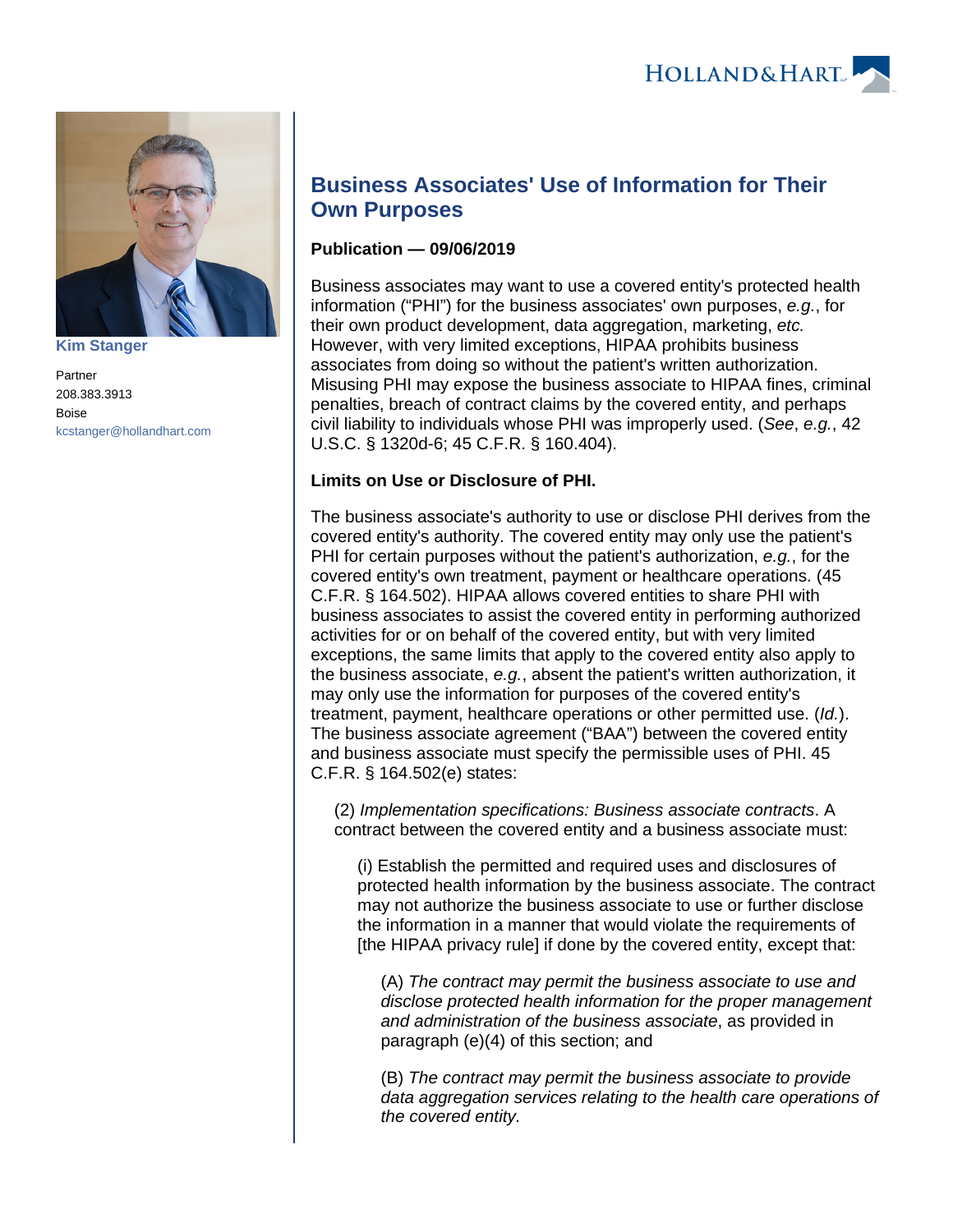Kim Stanger

Partner
208.383.3913
Boise
kcstanger@hollandhart.com

# Business Associates' Use of Information for Their Own Purposes

**Publication — 09/06/2019**

Business associates may want to use a covered entity's protected health information ("PHI") for the business associates' own purposes, *e.g.*, for their own product development, data aggregation, marketing, *etc.* However, with very limited exceptions, HIPAA prohibits business associates from doing so without the patient's written authorization. Misusing PHI may expose the business associate to HIPAA fines, criminal penalties, breach of contract claims by the covered entity, and perhaps civil liability to individuals whose PHI was improperly used. (*See*, *e.g.*, 42 U.S.C. § 1320d-6; 45 C.F.R. § 160.404).

**Limits on Use or Disclosure of PHI.**

The business associate's authority to use or disclose PHI derives from the covered entity's authority. The covered entity may only use the patient's PHI for certain purposes without the patient's authorization, *e.g.*, for the covered entity's own treatment, payment or healthcare operations. (45 C.F.R. § 164.502). HIPAA allows covered entities to share PHI with business associates to assist the covered entity in performing authorized activities for or on behalf of the covered entity, but with very limited exceptions, the same limits that apply to the covered entity also apply to the business associate, *e.g.*, absent the patient's written authorization, it may only use the information for purposes of the covered entity's treatment, payment, healthcare operations or other permitted use. (*Id.*). The business associate agreement ("BAA") between the covered entity and business associate must specify the permissible uses of PHI. 45 C.F.R. § 164.502(e) states:

> (2) *Implementation specifications: Business associate contracts*. A contract between the covered entity and a business associate must:
>
> > (i) Establish the permitted and required uses and disclosures of protected health information by the business associate. The contract may not authorize the business associate to use or further disclose the information in a manner that would violate the requirements of [the HIPAA privacy rule] if done by the covered entity, except that:
> >
> > > (A) *The contract may permit the business associate to use and disclose protected health information for the proper management and administration of the business associate*, as provided in paragraph (e)(4) of this section; and
> > >
> > > (B) *The contract may permit the business associate to provide data aggregation services relating to the health care operations of the covered entity.*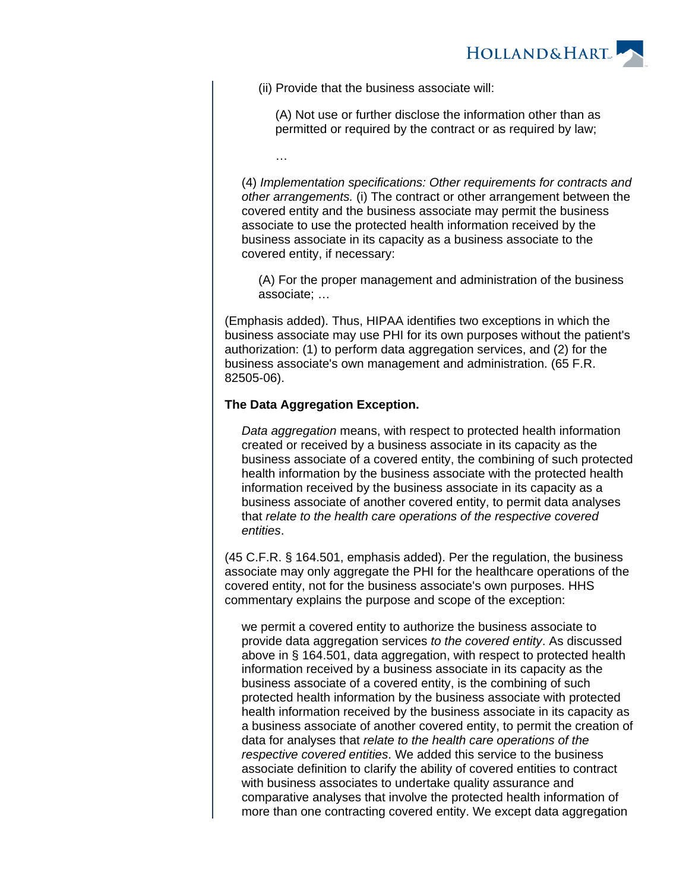> (ii) Provide that the business associate will:
>
> > (A) Not use or further disclose the information other than as permitted or required by the contract or as required by law;
> >
> > …
>
> (4) *Implementation specifications: Other requirements for contracts and other arrangements.* (i) The contract or other arrangement between the covered entity and the business associate may permit the business associate to use the protected health information received by the business associate in its capacity as a business associate to the covered entity, if necessary:
>
> > (A) For the proper management and administration of the business associate; …

(Emphasis added). Thus, HIPAA identifies two exceptions in which the business associate may use PHI for its own purposes without the patient's authorization: (1) to perform data aggregation services, and (2) for the business associate's own management and administration. (65 F.R. 82505-06).

**The Data Aggregation Exception.**

> *Data aggregation* means, with respect to protected health information created or received by a business associate in its capacity as the business associate of a covered entity, the combining of such protected health information by the business associate with the protected health information received by the business associate in its capacity as a business associate of another covered entity, to permit data analyses that *relate to the health care operations of the respective covered entities*.

(45 C.F.R. § 164.501, emphasis added). Per the regulation, the business associate may only aggregate the PHI for the healthcare operations of the covered entity, not for the business associate's own purposes. HHS commentary explains the purpose and scope of the exception:

> we permit a covered entity to authorize the business associate to provide data aggregation services *to the covered entity*. As discussed above in § 164.501, data aggregation, with respect to protected health information received by a business associate in its capacity as the business associate of a covered entity, is the combining of such protected health information by the business associate with protected health information received by the business associate in its capacity as a business associate of another covered entity, to permit the creation of data for analyses that *relate to the health care operations of the respective covered entities*. We added this service to the business associate definition to clarify the ability of covered entities to contract with business associates to undertake quality assurance and comparative analyses that involve the protected health information of more than one contracting covered entity. We except data aggregation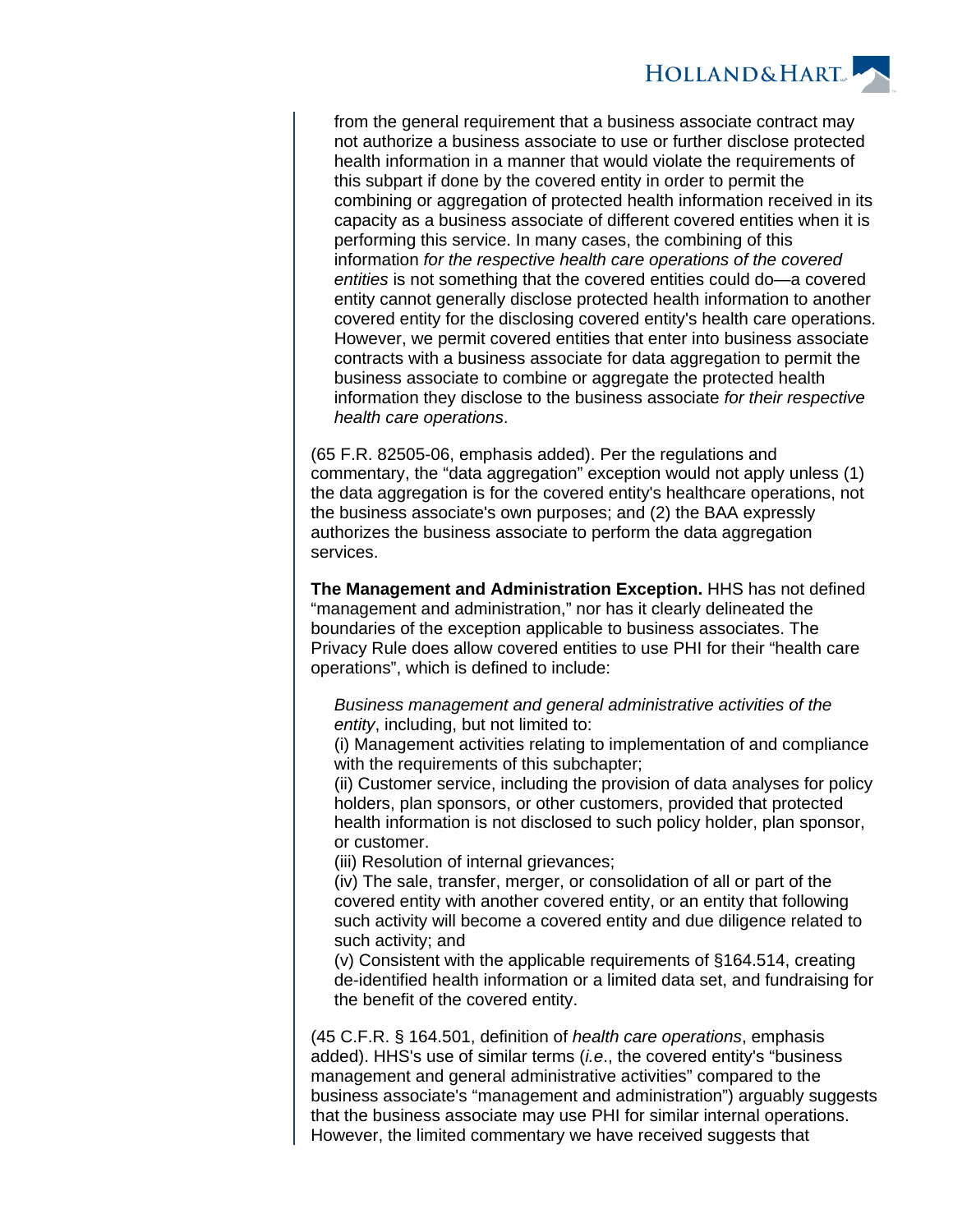> from the general requirement that a business associate contract may not authorize a business associate to use or further disclose protected health information in a manner that would violate the requirements of this subpart if done by the covered entity in order to permit the combining or aggregation of protected health information received in its capacity as a business associate of different covered entities when it is performing this service. In many cases, the combining of this information *for the respective health care operations of the covered entities* is not something that the covered entities could do—a covered entity cannot generally disclose protected health information to another covered entity for the disclosing covered entity's health care operations. However, we permit covered entities that enter into business associate contracts with a business associate for data aggregation to permit the business associate to combine or aggregate the protected health information they disclose to the business associate *for their respective health care operations*.

(65 F.R. 82505-06, emphasis added). Per the regulations and commentary, the "data aggregation" exception would not apply unless (1) the data aggregation is for the covered entity's healthcare operations, not the business associate's own purposes; and (2) the BAA expressly authorizes the business associate to perform the data aggregation services.

**The Management and Administration Exception.** HHS has not defined "management and administration," nor has it clearly delineated the boundaries of the exception applicable to business associates. The Privacy Rule does allow covered entities to use PHI for their "health care operations", which is defined to include:

> *Business management and general administrative activities of the entity*, including, but not limited to:
> (i) Management activities relating to implementation of and compliance with the requirements of this subchapter;
> (ii) Customer service, including the provision of data analyses for policy holders, plan sponsors, or other customers, provided that protected health information is not disclosed to such policy holder, plan sponsor, or customer.
> (iii) Resolution of internal grievances;
> (iv) The sale, transfer, merger, or consolidation of all or part of the covered entity with another covered entity, or an entity that following such activity will become a covered entity and due diligence related to such activity; and
> (v) Consistent with the applicable requirements of §164.514, creating de-identified health information or a limited data set, and fundraising for the benefit of the covered entity.

(45 C.F.R. § 164.501, definition of *health care operations*, emphasis added). HHS's use of similar terms (*i.e.*, the covered entity's "business management and general administrative activities" compared to the business associate's "management and administration") arguably suggests that the business associate may use PHI for similar internal operations. However, the limited commentary we have received suggests that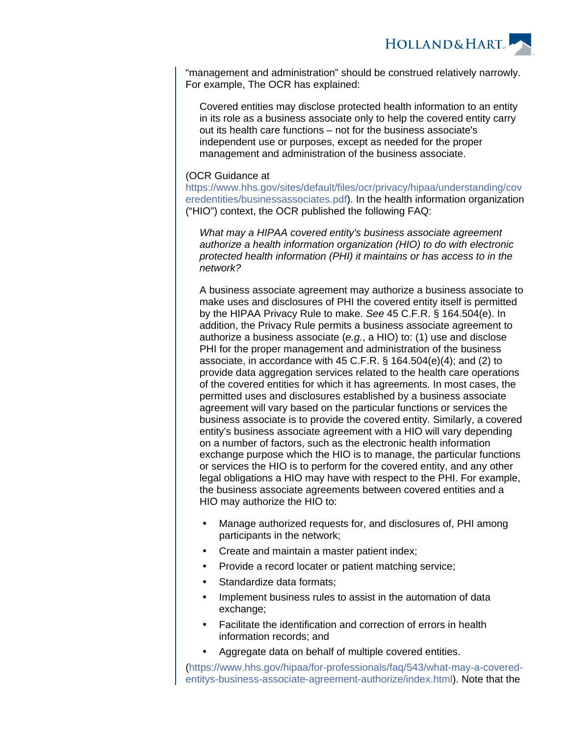"management and administration" should be construed relatively narrowly. For example, The OCR has explained:

> Covered entities may disclose protected health information to an entity in its role as a business associate only to help the covered entity carry out its health care functions – not for the business associate's independent use or purposes, except as needed for the proper management and administration of the business associate.

(OCR Guidance at https://www.hhs.gov/sites/default/files/ocr/privacy/hipaa/understanding/coveredentities/businessassociates.pdf). In the health information organization ("HIO") context, the OCR published the following FAQ:

> *What may a HIPAA covered entity's business associate agreement authorize a health information organization (HIO) to do with electronic protected health information (PHI) it maintains or has access to in the network?*
>
> A business associate agreement may authorize a business associate to make uses and disclosures of PHI the covered entity itself is permitted by the HIPAA Privacy Rule to make. *See* 45 C.F.R. § 164.504(e). In addition, the Privacy Rule permits a business associate agreement to authorize a business associate (*e.g.*, a HIO) to: (1) use and disclose PHI for the proper management and administration of the business associate, in accordance with 45 C.F.R. § 164.504(e)(4); and (2) to provide data aggregation services related to the health care operations of the covered entities for which it has agreements. In most cases, the permitted uses and disclosures established by a business associate agreement will vary based on the particular functions or services the business associate is to provide the covered entity. Similarly, a covered entity's business associate agreement with a HIO will vary depending on a number of factors, such as the electronic health information exchange purpose which the HIO is to manage, the particular functions or services the HIO is to perform for the covered entity, and any other legal obligations a HIO may have with respect to the PHI. For example, the business associate agreements between covered entities and a HIO may authorize the HIO to:
>
> - Manage authorized requests for, and disclosures of, PHI among participants in the network;
> - Create and maintain a master patient index;
> - Provide a record locater or patient matching service;
> - Standardize data formats;
> - Implement business rules to assist in the automation of data exchange;
> - Facilitate the identification and correction of errors in health information records; and
> - Aggregate data on behalf of multiple covered entities.

(https://www.hhs.gov/hipaa/for-professionals/faq/543/what-may-a-covered-entitys-business-associate-agreement-authorize/index.html). Note that the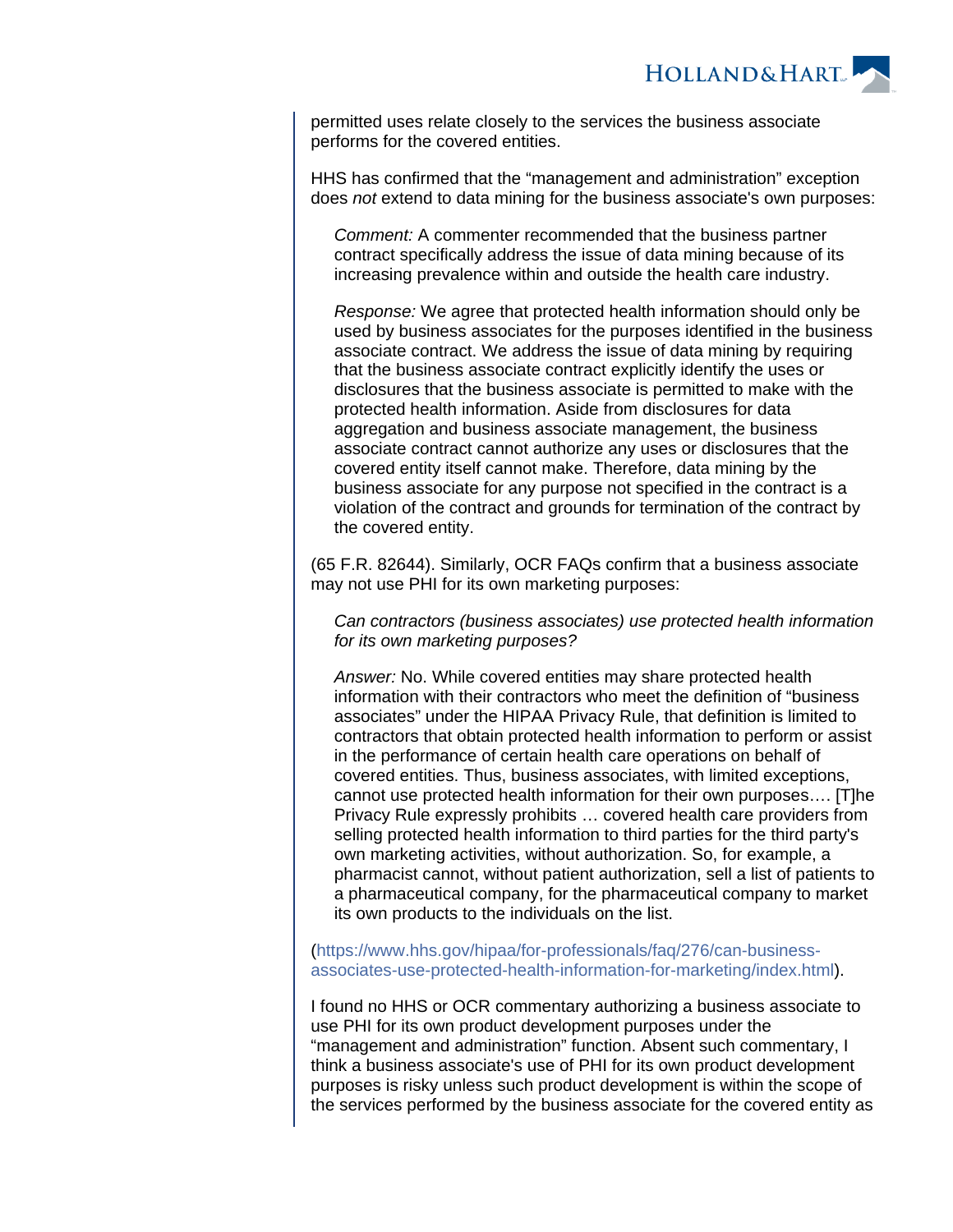permitted uses relate closely to the services the business associate performs for the covered entities.

HHS has confirmed that the "management and administration" exception does *not* extend to data mining for the business associate's own purposes:

> *Comment:* A commenter recommended that the business partner contract specifically address the issue of data mining because of its increasing prevalence within and outside the health care industry.
>
> *Response:* We agree that protected health information should only be used by business associates for the purposes identified in the business associate contract. We address the issue of data mining by requiring that the business associate contract explicitly identify the uses or disclosures that the business associate is permitted to make with the protected health information. Aside from disclosures for data aggregation and business associate management, the business associate contract cannot authorize any uses or disclosures that the covered entity itself cannot make. Therefore, data mining by the business associate for any purpose not specified in the contract is a violation of the contract and grounds for termination of the contract by the covered entity.

(65 F.R. 82644). Similarly, OCR FAQs confirm that a business associate may not use PHI for its own marketing purposes:

> *Can contractors (business associates) use protected health information for its own marketing purposes?*
>
> *Answer:* No. While covered entities may share protected health information with their contractors who meet the definition of "business associates" under the HIPAA Privacy Rule, that definition is limited to contractors that obtain protected health information to perform or assist in the performance of certain health care operations on behalf of covered entities. Thus, business associates, with limited exceptions, cannot use protected health information for their own purposes…. [T]he Privacy Rule expressly prohibits … covered health care providers from selling protected health information to third parties for the third party's own marketing activities, without authorization. So, for example, a pharmacist cannot, without patient authorization, sell a list of patients to a pharmaceutical company, for the pharmaceutical company to market its own products to the individuals on the list.

(https://www.hhs.gov/hipaa/for-professionals/faq/276/can-business-associates-use-protected-health-information-for-marketing/index.html).

I found no HHS or OCR commentary authorizing a business associate to use PHI for its own product development purposes under the "management and administration" function. Absent such commentary, I think a business associate's use of PHI for its own product development purposes is risky unless such product development is within the scope of the services performed by the business associate for the covered entity as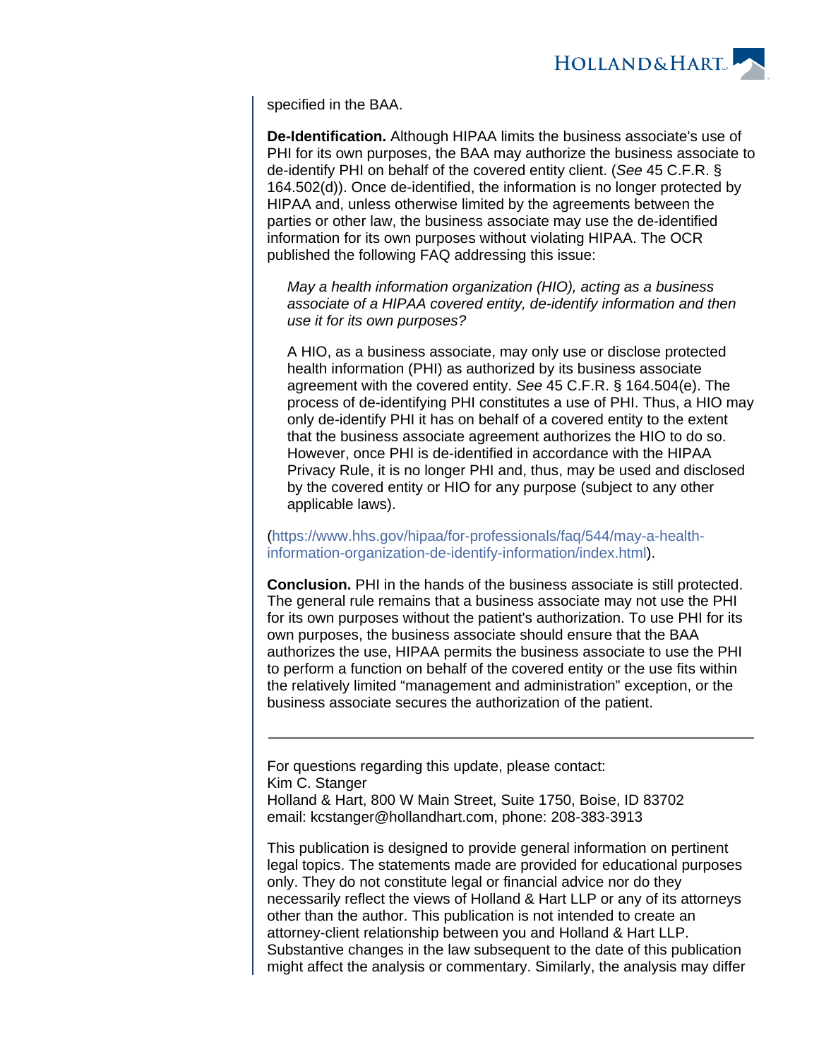specified in the BAA.

**De-Identification.** Although HIPAA limits the business associate's use of PHI for its own purposes, the BAA may authorize the business associate to de-identify PHI on behalf of the covered entity client. (*See* 45 C.F.R. § 164.502(d)). Once de-identified, the information is no longer protected by HIPAA and, unless otherwise limited by the agreements between the parties or other law, the business associate may use the de-identified information for its own purposes without violating HIPAA. The OCR published the following FAQ addressing this issue:

> *May a health information organization (HIO), acting as a business associate of a HIPAA covered entity, de-identify information and then use it for its own purposes?*
>
> A HIO, as a business associate, may only use or disclose protected health information (PHI) as authorized by its business associate agreement with the covered entity. *See* 45 C.F.R. § 164.504(e). The process of de-identifying PHI constitutes a use of PHI. Thus, a HIO may only de-identify PHI it has on behalf of a covered entity to the extent that the business associate agreement authorizes the HIO to do so. However, once PHI is de-identified in accordance with the HIPAA Privacy Rule, it is no longer PHI and, thus, may be used and disclosed by the covered entity or HIO for any purpose (subject to any other applicable laws).

(https://www.hhs.gov/hipaa/for-professionals/faq/544/may-a-health-information-organization-de-identify-information/index.html).

**Conclusion.** PHI in the hands of the business associate is still protected. The general rule remains that a business associate may not use the PHI for its own purposes without the patient's authorization. To use PHI for its own purposes, the business associate should ensure that the BAA authorizes the use, HIPAA permits the business associate to use the PHI to perform a function on behalf of the covered entity or the use fits within the relatively limited "management and administration" exception, or the business associate secures the authorization of the patient.

---

For questions regarding this update, please contact:
Kim C. Stanger
Holland & Hart, 800 W Main Street, Suite 1750, Boise, ID 83702
email: kcstanger@hollandhart.com, phone: 208-383-3913

This publication is designed to provide general information on pertinent legal topics. The statements made are provided for educational purposes only. They do not constitute legal or financial advice nor do they necessarily reflect the views of Holland & Hart LLP or any of its attorneys other than the author. This publication is not intended to create an attorney-client relationship between you and Holland & Hart LLP. Substantive changes in the law subsequent to the date of this publication might affect the analysis or commentary. Similarly, the analysis may differ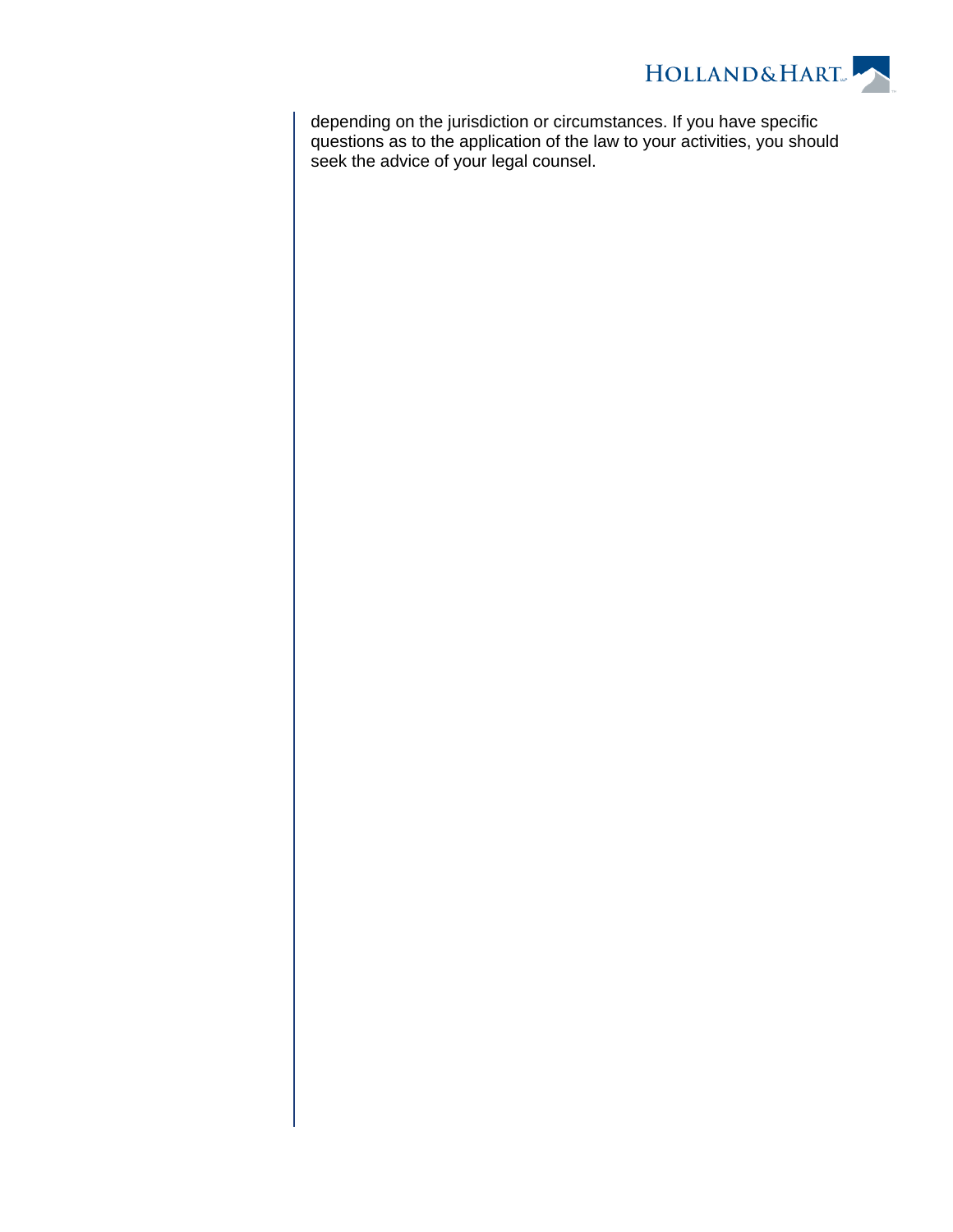depending on the jurisdiction or circumstances. If you have specific questions as to the application of the law to your activities, you should seek the advice of your legal counsel.